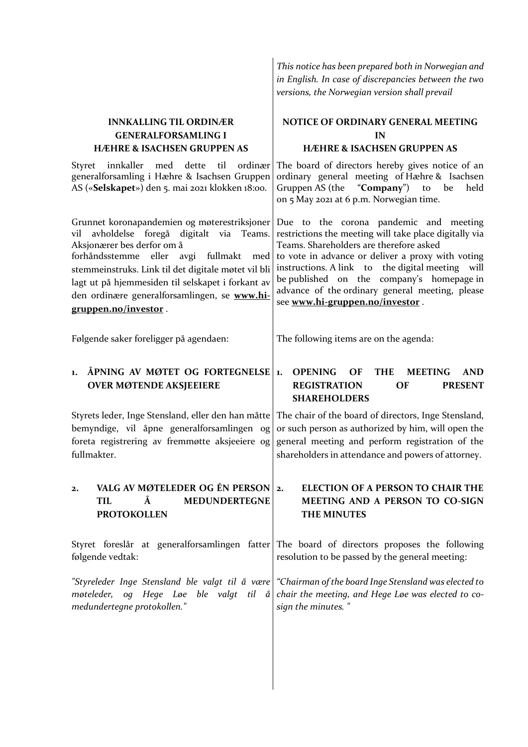*This notice has been prepared both in Norwegian and in English. In case of discrepancies between the two versions, the Norwegian version shall prevail*

## INNKALLING TIL ORDINÆR GENERALFORSAMLING I HÆHRE & ISACHSEN GRUPPEN AS

Styret innkaller med dette til ordinær generalforsamling i Hæhre & Isachsen Gruppen AS («**Selskapet**») den 5. mai 2021 klokken 18:00.

Grunnet koronapandemien og møterestriksjoner vil avholdelse foregå digitalt via Teams. Aksjonærer bes derfor om å forhåndsstemme eller avgi fullmakt med stemmeinstruks. Link til det digitale møtet vil bli lagt ut på hjemmesiden til selskapet i forkant av den ordinære generalforsamlingen, se **www.hi-gruppen.no/investor** .

Følgende saker foreligger på agendaen:

### 1. ÅPNING AV MØTET OG FORTEGNELSE OVER MØTENDE AKSJEEIERE

Styrets leder, Inge Stensland, eller den han måtte bemyndige, vil åpne generalforsamlingen og foreta registrering av fremmøtte aksjeeiere og fullmakter.

### 2. VALG AV MØTELEDER OG ÉN PERSON TIL Å MEDUNDERTEGNE PROTOKOLLEN

Styret foreslår at generalforsamlingen fatter følgende vedtak:

*"Styreleder Inge Stensland ble valgt til å være møteleder, og Hege Løe ble valgt til å medundertegne protokollen."*

## NOTICE OF ORDINARY GENERAL MEETING IN HÆHRE & ISACHSEN GRUPPEN AS

The board of directors hereby gives notice of an ordinary general meeting of Hæhre & Isachsen Gruppen AS (the "**Company**") to be held on 5 May 2021 at 6 p.m. Norwegian time.

Due to the corona pandemic and meeting restrictions the meeting will take place digitally via Teams. Shareholders are therefore asked to vote in advance or deliver a proxy with voting instructions. A link to the digital meeting will be published on the company's homepage in advance of the ordinary general meeting, please see **www.hi-gruppen.no/investor** .

The following items are on the agenda:

### 1. OPENING OF THE MEETING AND REGISTRATION OF PRESENT SHAREHOLDERS

The chair of the board of directors, Inge Stensland, or such person as authorized by him, will open the general meeting and perform registration of the shareholders in attendance and powers of attorney.

### 2. ELECTION OF A PERSON TO CHAIR THE MEETING AND A PERSON TO CO-SIGN THE MINUTES

The board of directors proposes the following resolution to be passed by the general meeting:

*"Chairman of the board Inge Stensland was elected to chair the meeting, and Hege Løe was elected to co-sign the minutes. "*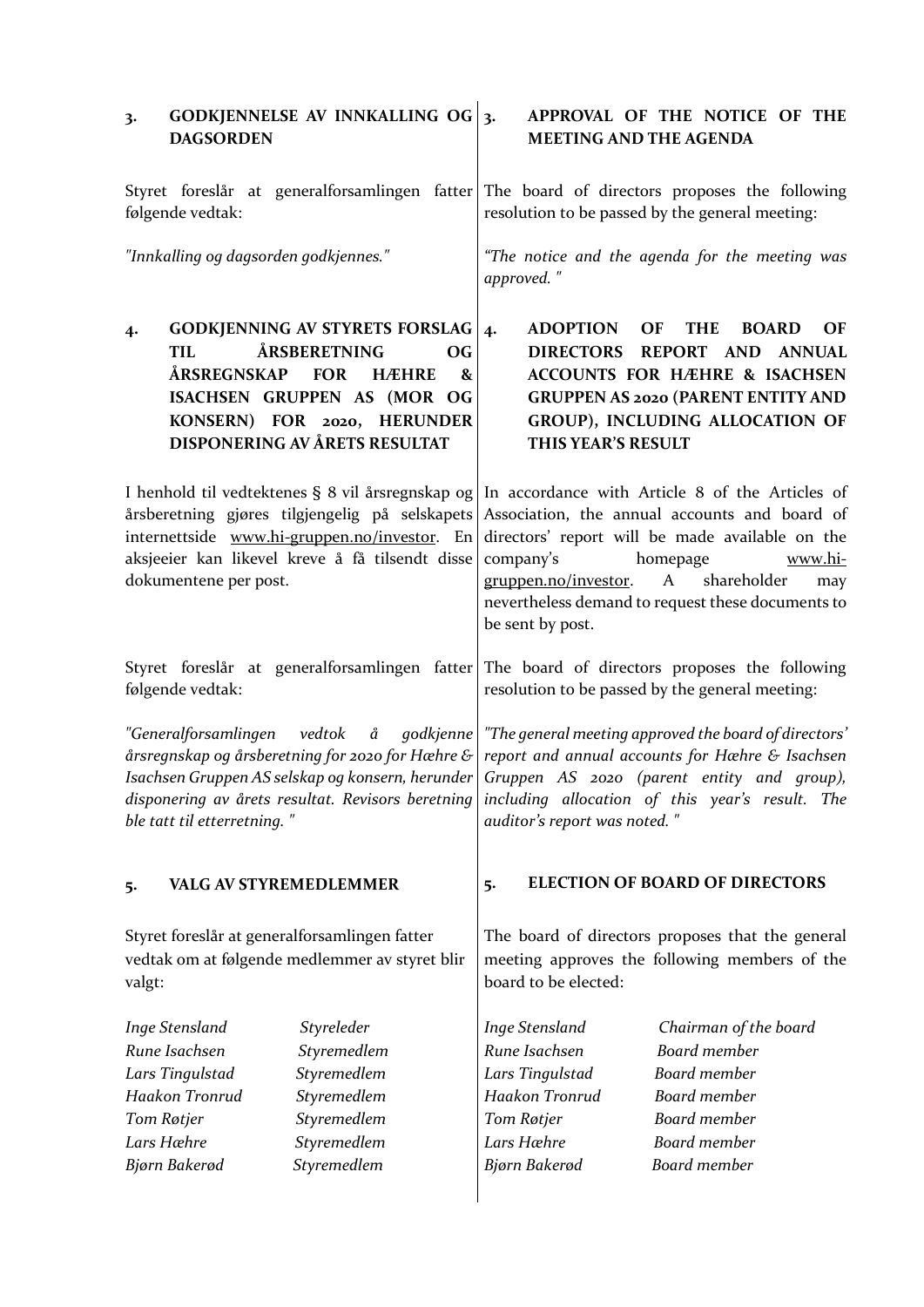## 3. GODKJENNELSE AV INNKALLING OG DAGSORDEN

Styret foreslår at generalforsamlingen fatter følgende vedtak:

*"Innkalling og dagsorden godkjennes."*

## 3. APPROVAL OF THE NOTICE OF THE MEETING AND THE AGENDA

The board of directors proposes the following resolution to be passed by the general meeting:

*"The notice and the agenda for the meeting was approved. "*

## 4. GODKJENNING AV STYRETS FORSLAG TIL ÅRSBERETNING OG ÅRSREGNSKAP FOR HÆHRE & ISACHSEN GRUPPEN AS (MOR OG KONSERN) FOR 2020, HERUNDER DISPONERING AV ÅRETS RESULTAT

I henhold til vedtektenes § 8 vil årsregnskap og årsberetning gjøres tilgjengelig på selskapets internettside www.hi-gruppen.no/investor. En aksjeeier kan likevel kreve å få tilsendt disse dokumentene per post.

Styret foreslår at generalforsamlingen fatter følgende vedtak:

*"Generalforsamlingen vedtok å godkjenne årsregnskap og årsberetning for 2020 for Hæhre & Isachsen Gruppen AS selskap og konsern, herunder disponering av årets resultat. Revisors beretning ble tatt til etterretning. "*

## 4. ADOPTION OF THE BOARD OF DIRECTORS REPORT AND ANNUAL ACCOUNTS FOR HÆHRE & ISACHSEN GRUPPEN AS 2020 (PARENT ENTITY AND GROUP), INCLUDING ALLOCATION OF THIS YEAR'S RESULT

In accordance with Article 8 of the Articles of Association, the annual accounts and board of directors' report will be made available on the company's homepage www.hi-gruppen.no/investor. A shareholder may nevertheless demand to request these documents to be sent by post.

The board of directors proposes the following resolution to be passed by the general meeting:

*"The general meeting approved the board of directors' report and annual accounts for Hæhre & Isachsen Gruppen AS 2020 (parent entity and group), including allocation of this year's result. The auditor's report was noted. "*

## 5. VALG AV STYREMEDLEMMER

Styret foreslår at generalforsamlingen fatter vedtak om at følgende medlemmer av styret blir valgt:

| | |
|---|---|
| *Inge Stensland* | *Styreleder* |
| *Rune Isachsen* | *Styremedlem* |
| *Lars Tingulstad* | *Styremedlem* |
| *Haakon Tronrud* | *Styremedlem* |
| *Tom Røtjer* | *Styremedlem* |
| *Lars Hæhre* | *Styremedlem* |
| *Bjørn Bakerød* | *Styremedlem* |

## 5. ELECTION OF BOARD OF DIRECTORS

The board of directors proposes that the general meeting approves the following members of the board to be elected:

| | |
|---|---|
| *Inge Stensland* | *Chairman of the board* |
| *Rune Isachsen* | *Board member* |
| *Lars Tingulstad* | *Board member* |
| *Haakon Tronrud* | *Board member* |
| *Tom Røtjer* | *Board member* |
| *Lars Hæhre* | *Board member* |
| *Bjørn Bakerød* | *Board member* |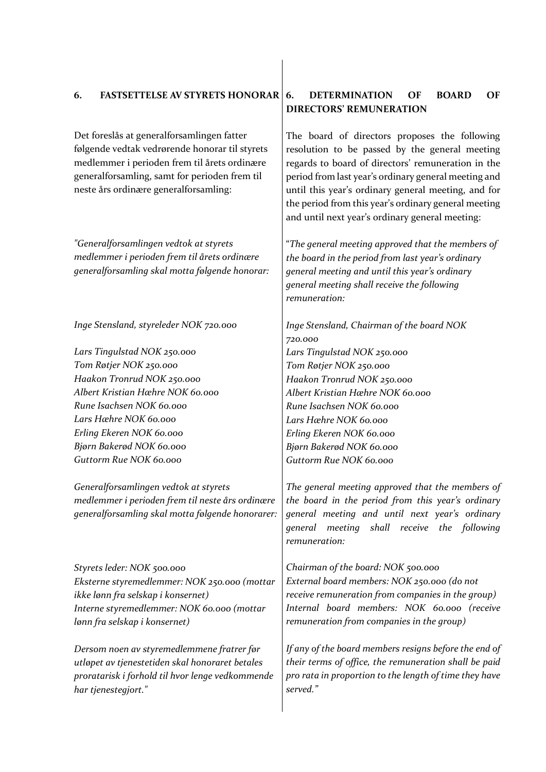## 6. FASTSETTELSE AV STYRETS HONORAR

Det foreslås at generalforsamlingen fatter følgende vedtak vedrørende honorar til styrets medlemmer i perioden frem til årets ordinære generalforsamling, samt for perioden frem til neste års ordinære generalforsamling:

*"Generalforsamlingen vedtok at styrets medlemmer i perioden frem til årets ordinære generalforsamling skal motta følgende honorar:*

*Inge Stensland, styreleder NOK 720.000*

*Lars Tingulstad NOK 250.000*
*Tom Røtjer NOK 250.000*
*Haakon Tronrud NOK 250.000*
*Albert Kristian Hæhre NOK 60.000*
*Rune Isachsen NOK 60.000*
*Lars Hæhre NOK 60.000*
*Erling Ekeren NOK 60.000*
*Bjørn Bakerød NOK 60.000*
*Guttorm Rue NOK 60.000*

*Generalforsamlingen vedtok at styrets medlemmer i perioden frem til neste års ordinære generalforsamling skal motta følgende honorarer:*

*Styrets leder: NOK 500.000*
*Eksterne styremedlemmer: NOK 250.000 (mottar ikke lønn fra selskap i konsernet)*
*Interne styremedlemmer: NOK 60.000 (mottar lønn fra selskap i konsernet)*

*Dersom noen av styremedlemmene fratrer før utløpet av tjenestetiden skal honoraret betales proratarisk i forhold til hvor lenge vedkommende har tjenestegjort."*

## 6. DETERMINATION OF BOARD OF DIRECTORS' REMUNERATION

The board of directors proposes the following resolution to be passed by the general meeting regards to board of directors' remuneration in the period from last year's ordinary general meeting and until this year's ordinary general meeting, and for the period from this year's ordinary general meeting and until next year's ordinary general meeting:

"*The general meeting approved that the members of the board in the period from last year's ordinary general meeting and until this year's ordinary general meeting shall receive the following remuneration:*

*Inge Stensland, Chairman of the board NOK 720.000*
*Lars Tingulstad NOK 250.000*
*Tom Røtjer NOK 250.000*
*Haakon Tronrud NOK 250.000*
*Albert Kristian Hæhre NOK 60.000*
*Rune Isachsen NOK 60.000*
*Lars Hæhre NOK 60.000*
*Erling Ekeren NOK 60.000*
*Bjørn Bakerød NOK 60.000*
*Guttorm Rue NOK 60.000*

*The general meeting approved that the members of the board in the period from this year's ordinary general meeting and until next year's ordinary general meeting shall receive the following remuneration:*

*Chairman of the board: NOK 500.000*
*External board members: NOK 250.000 (do not receive remuneration from companies in the group)*
*Internal board members: NOK 60.000 (receive remuneration from companies in the group)*

*If any of the board members resigns before the end of their terms of office, the remuneration shall be paid pro rata in proportion to the length of time they have served."*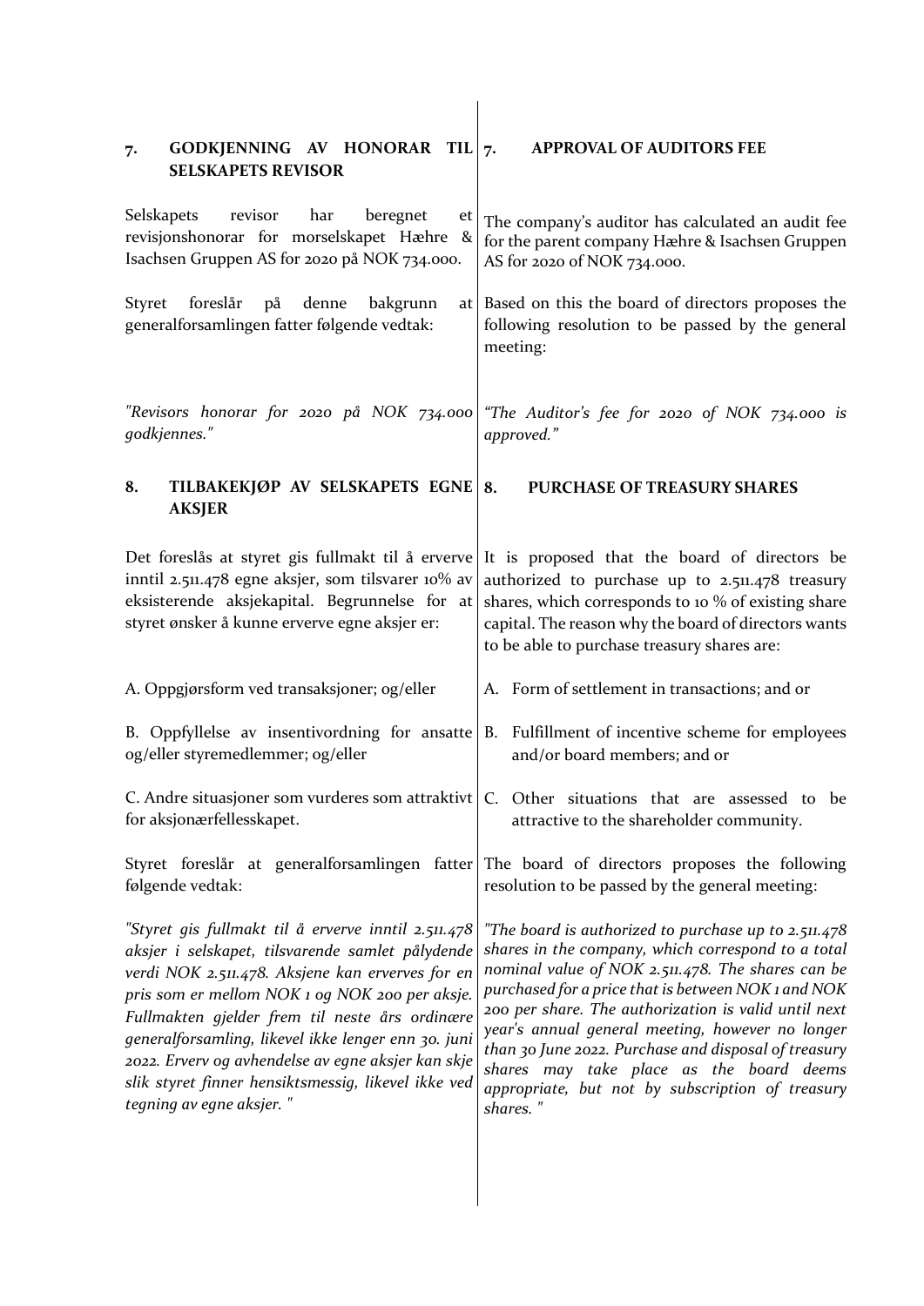## 7. GODKJENNING AV HONORAR TIL SELSKAPETS REVISOR

Selskapets revisor har beregnet et revisjonshonorar for morselskapet Hæhre & Isachsen Gruppen AS for 2020 på NOK 734.000.

Styret foreslår på denne bakgrunn at generalforsamlingen fatter følgende vedtak:

*"Revisors honorar for 2020 på NOK 734.000 godkjennes."*

## 8. TILBAKEKJØP AV SELSKAPETS EGNE AKSJER

Det foreslås at styret gis fullmakt til å erverve inntil 2.511.478 egne aksjer, som tilsvarer 10% av eksisterende aksjekapital. Begrunnelse for at styret ønsker å kunne erverve egne aksjer er:

A. Oppgjørsform ved transaksjoner; og/eller

B. Oppfyllelse av insentivordning for ansatte og/eller styremedlemmer; og/eller

C. Andre situasjoner som vurderes som attraktivt for aksjonærfellesskapet.

Styret foreslår at generalforsamlingen fatter følgende vedtak:

*"Styret gis fullmakt til å erverve inntil 2.511.478 aksjer i selskapet, tilsvarende samlet pålydende verdi NOK 2.511.478. Aksjene kan erverves for en pris som er mellom NOK 1 og NOK 200 per aksje. Fullmakten gjelder frem til neste års ordinære generalforsamling, likevel ikke lenger enn 30. juni 2022. Erverv og avhendelse av egne aksjer kan skje slik styret finner hensiktsmessig, likevel ikke ved tegning av egne aksjer. "*

## 7. APPROVAL OF AUDITORS FEE

The company's auditor has calculated an audit fee for the parent company Hæhre & Isachsen Gruppen AS for 2020 of NOK 734.000.

Based on this the board of directors proposes the following resolution to be passed by the general meeting:

*"The Auditor's fee for 2020 of NOK 734.000 is approved."*

## 8. PURCHASE OF TREASURY SHARES

It is proposed that the board of directors be authorized to purchase up to 2.511.478 treasury shares, which corresponds to 10 % of existing share capital. The reason why the board of directors wants to be able to purchase treasury shares are:

A. Form of settlement in transactions; and or

B. Fulfillment of incentive scheme for employees and/or board members; and or

C. Other situations that are assessed to be attractive to the shareholder community.

The board of directors proposes the following resolution to be passed by the general meeting:

*"The board is authorized to purchase up to 2.511.478 shares in the company, which correspond to a total nominal value of NOK 2.511.478. The shares can be purchased for a price that is between NOK 1 and NOK 200 per share. The authorization is valid until next year's annual general meeting, however no longer than 30 June 2022. Purchase and disposal of treasury shares may take place as the board deems appropriate, but not by subscription of treasury shares. "*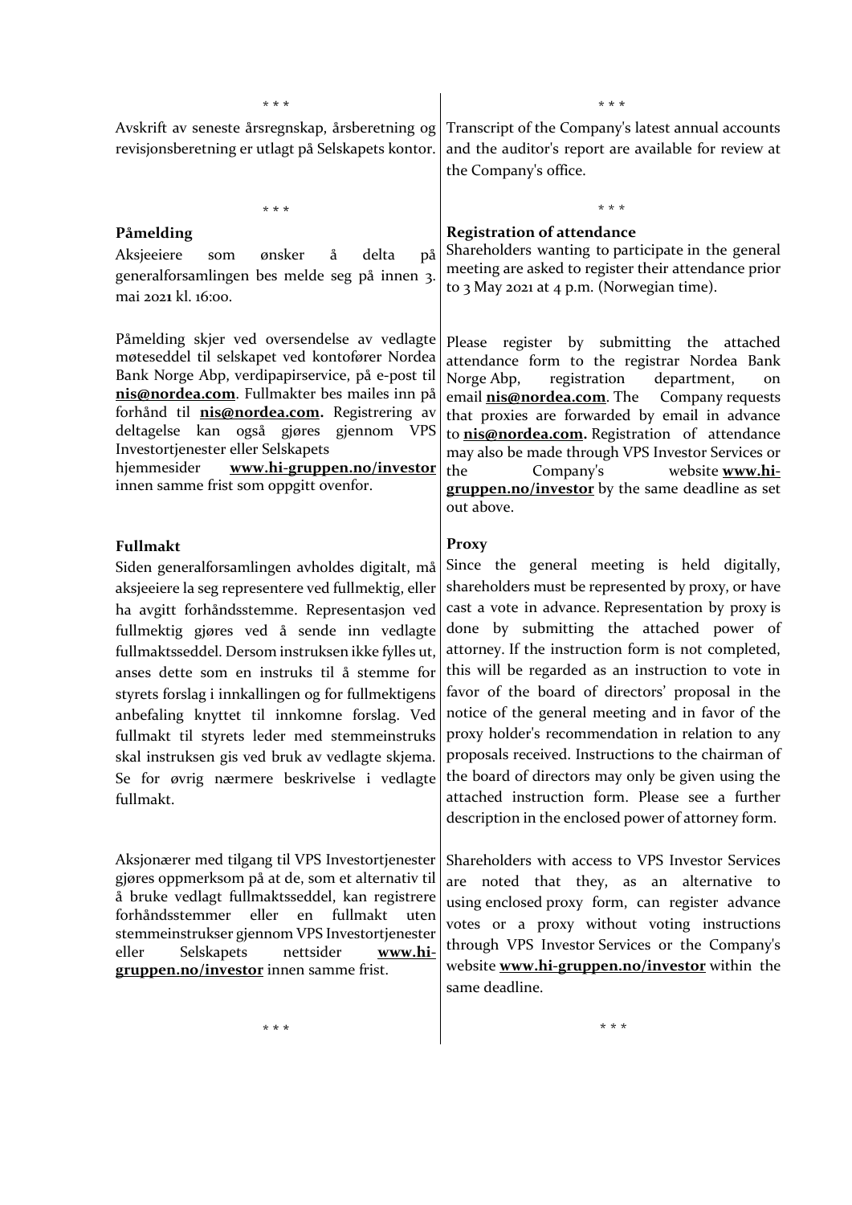\* \* \*

Avskrift av seneste årsregnskap, årsberetning og revisjonsberetning er utlagt på Selskapets kontor.

Transcript of the Company's latest annual accounts and the auditor's report are available for review at the Company's office.

\* \* \*

**Påmelding**

Aksjeeiere som ønsker å delta på generalforsamlingen bes melde seg på innen 3. mai 2021 kl. 16:00.

**Registration of attendance**

Shareholders wanting to participate in the general meeting are asked to register their attendance prior to 3 May 2021 at 4 p.m. (Norwegian time).

Påmelding skjer ved oversendelse av vedlagte møteseddel til selskapet ved kontofører Nordea Bank Norge Abp, verdipapirservice, på e-post til **nis@nordea.com**. Fullmakter bes mailes inn på forhånd til **nis@nordea.com.** Registrering av deltagelse kan også gjøres gjennom VPS Investortjenester eller Selskapets hjemmesider **www.hi-gruppen.no/investor** innen samme frist som oppgitt ovenfor.

Please register by submitting the attached attendance form to the registrar Nordea Bank Norge Abp, registration department, on email **nis@nordea.com**. The Company requests that proxies are forwarded by email in advance to **nis@nordea.com.** Registration of attendance may also be made through VPS Investor Services or the Company's website **www.hi-gruppen.no/investor** by the same deadline as set out above.

**Fullmakt**

Siden generalforsamlingen avholdes digitalt, må aksjeeiere la seg representere ved fullmektig, eller ha avgitt forhåndsstemme. Representasjon ved fullmektig gjøres ved å sende inn vedlagte fullmaktsseddel. Dersom instruksen ikke fylles ut, anses dette som en instruks til å stemme for styrets forslag i innkallingen og for fullmektigens anbefaling knyttet til innkomne forslag. Ved fullmakt til styrets leder med stemmeinstruks skal instruksen gis ved bruk av vedlagte skjema. Se for øvrig nærmere beskrivelse i vedlagte fullmakt.

**Proxy**

Since the general meeting is held digitally, shareholders must be represented by proxy, or have cast a vote in advance. Representation by proxy is done by submitting the attached power of attorney. If the instruction form is not completed, this will be regarded as an instruction to vote in favor of the board of directors' proposal in the notice of the general meeting and in favor of the proxy holder's recommendation in relation to any proposals received. Instructions to the chairman of the board of directors may only be given using the attached instruction form. Please see a further description in the enclosed power of attorney form.

Aksjonærer med tilgang til VPS Investortjenester gjøres oppmerksom på at de, som et alternativ til å bruke vedlagt fullmaktsseddel, kan registrere forhåndsstemmer eller en fullmakt uten stemmeinstrukser gjennom VPS Investortjenester eller Selskapets nettsider **www.hi-gruppen.no/investor** innen samme frist.

Shareholders with access to VPS Investor Services are noted that they, as an alternative to using enclosed proxy form, can register advance votes or a proxy without voting instructions through VPS Investor Services or the Company's website **www.hi-gruppen.no/investor** within the same deadline.

\* \* \*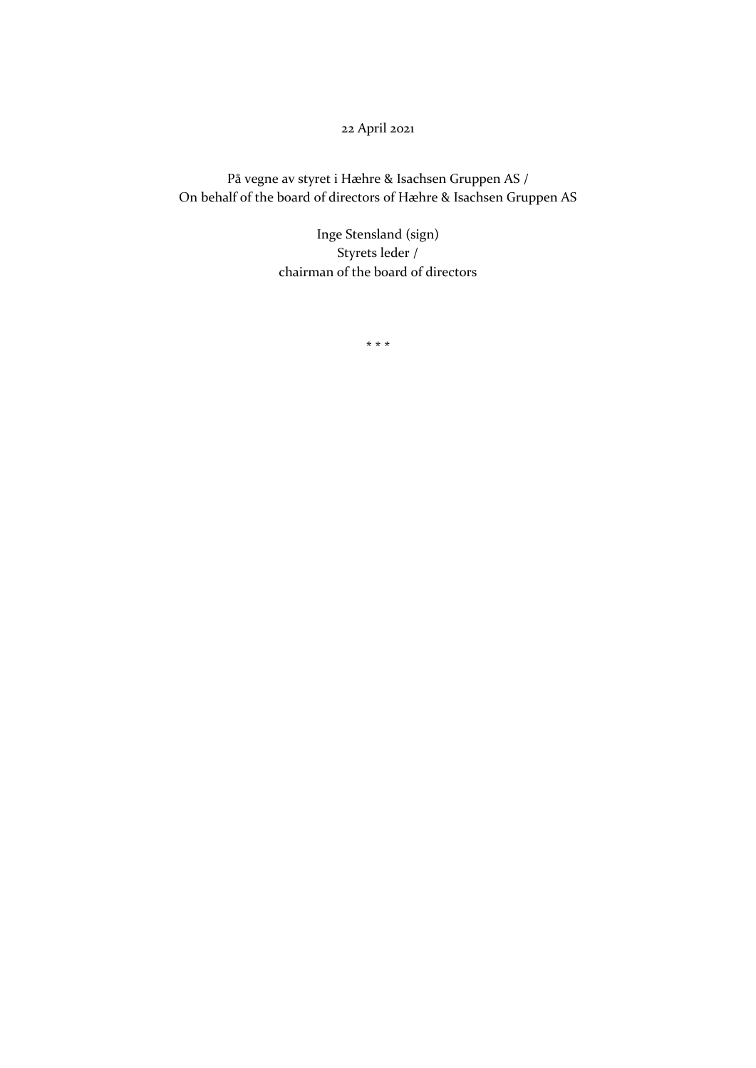22 April 2021

På vegne av styret i Hæhre & Isachsen Gruppen AS /
On behalf of the board of directors of Hæhre & Isachsen Gruppen AS

Inge Stensland (sign)
Styrets leder /
chairman of the board of directors

* * *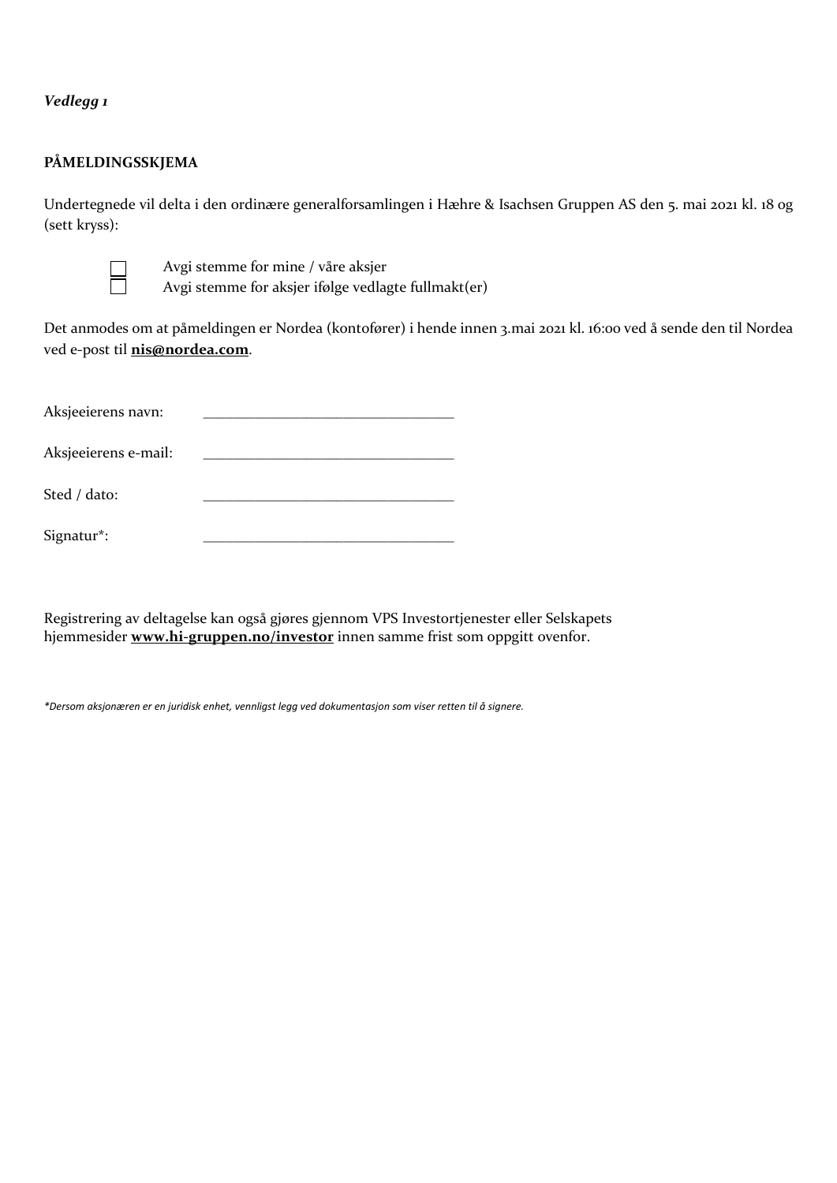*Vedlegg 1*

**PÅMELDINGSSKJEMA**

Undertegnede vil delta i den ordinære generalforsamlingen i Hæhre & Isachsen Gruppen AS den 5. mai 2021 kl. 18 og (sett kryss):

- ☐ Avgi stemme for mine / våre aksjer
- ☐ Avgi stemme for aksjer ifølge vedlagte fullmakt(er)

Det anmodes om at påmeldingen er Nordea (kontofører) i hende innen 3.mai 2021 kl. 16:00 ved å sende den til Nordea ved e-post til **nis@nordea.com**.

Aksjeeierens navn: ________________________________

Aksjeeierens e-mail: ________________________________

Sted / dato: ________________________________

Signatur*: ________________________________

Registrering av deltagelse kan også gjøres gjennom VPS Investortjenester eller Selskapets hjemmesider **www.hi-gruppen.no/investor** innen samme frist som oppgitt ovenfor.

*\*Dersom aksjonæren er en juridisk enhet, vennligst legg ved dokumentasjon som viser retten til å signere.*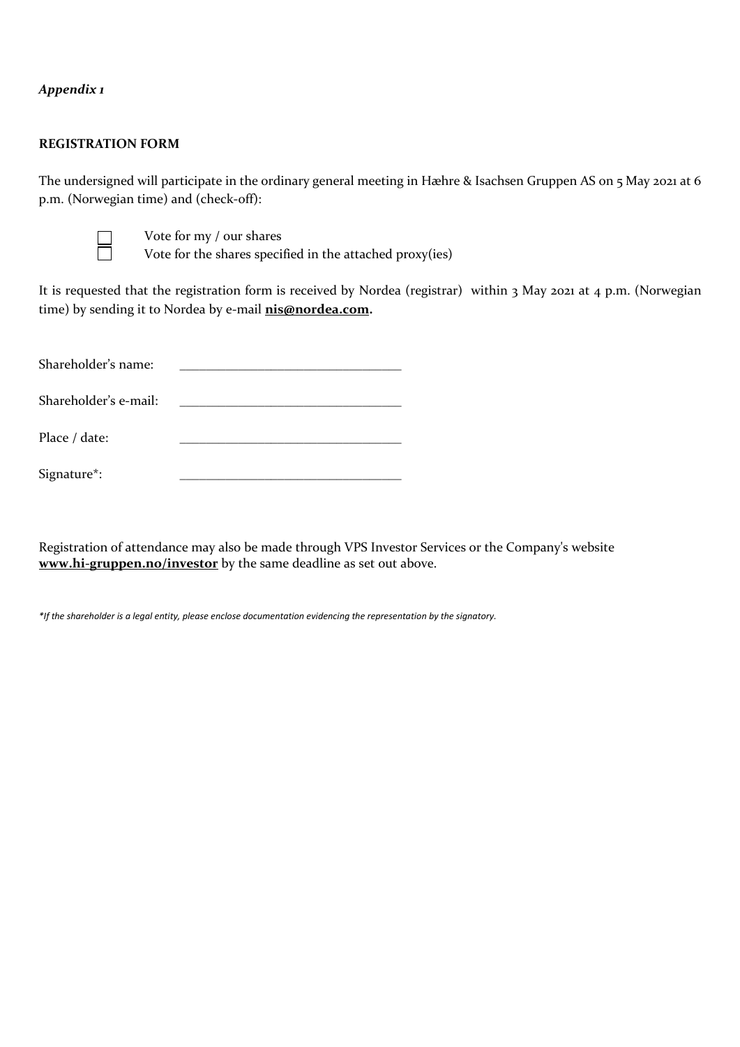*Appendix 1*

**REGISTRATION FORM**

The undersigned will participate in the ordinary general meeting in Hæhre & Isachsen Gruppen AS on 5 May 2021 at 6 p.m. (Norwegian time) and (check-off):

- ☐ Vote for my / our shares
- ☐ Vote for the shares specified in the attached proxy(ies)

It is requested that the registration form is received by Nordea (registrar) within 3 May 2021 at 4 p.m. (Norwegian time) by sending it to Nordea by e-mail **nis@nordea.com.**

Shareholder's name: ________________________________

Shareholder's e-mail: ________________________________

Place / date: ________________________________

Signature*: ________________________________

Registration of attendance may also be made through VPS Investor Services or the Company's website **www.hi-gruppen.no/investor** by the same deadline as set out above.

*\*If the shareholder is a legal entity, please enclose documentation evidencing the representation by the signatory.*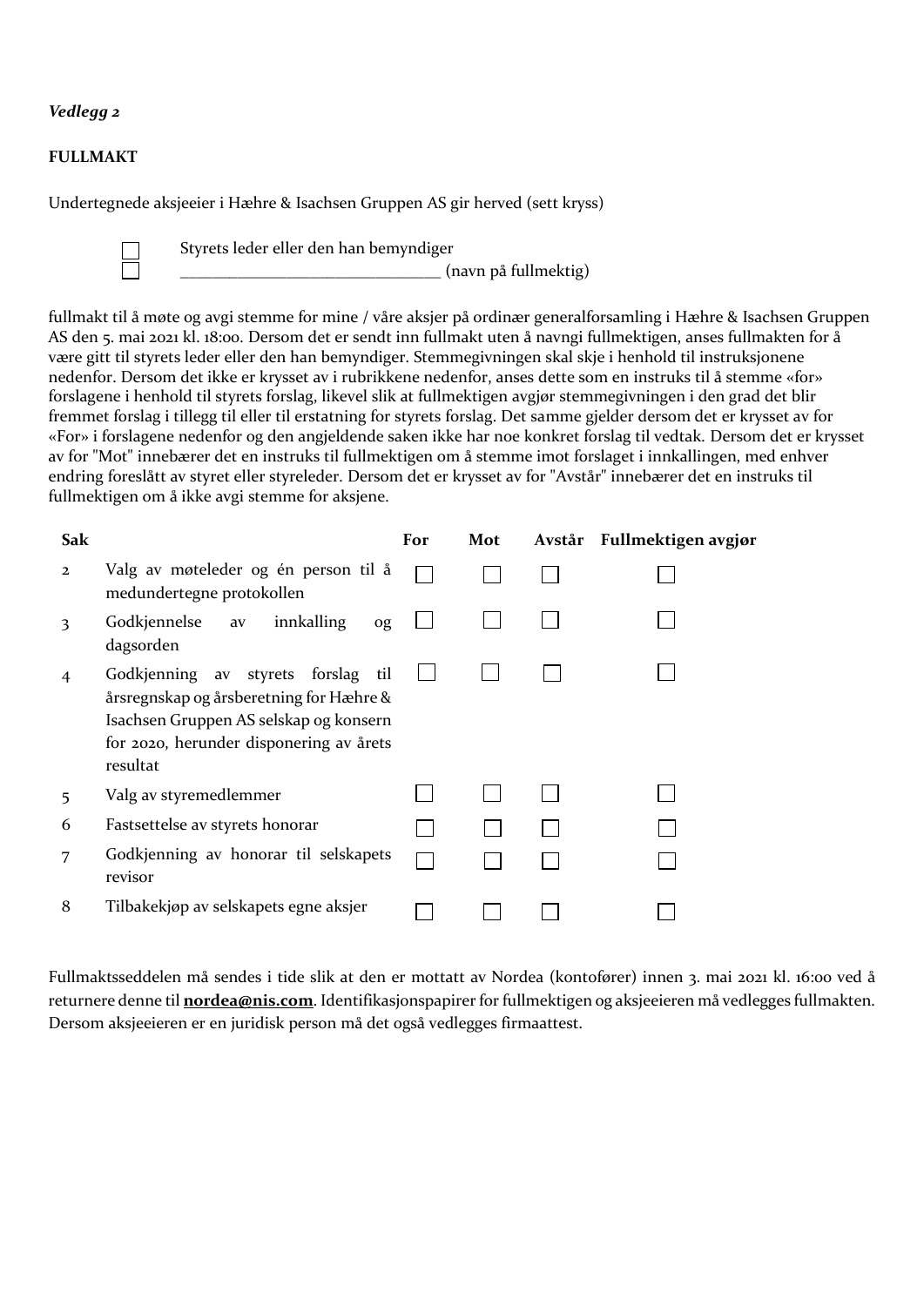*Vedlegg 2*

**FULLMAKT**

Undertegnede aksjeeier i Hæhre & Isachsen Gruppen AS gir herved (sett kryss)

☐ Styrets leder eller den han bemyndiger
☐ _______________________________ (navn på fullmektig)

fullmakt til å møte og avgi stemme for mine / våre aksjer på ordinær generalforsamling i Hæhre & Isachsen Gruppen AS den 5. mai 2021 kl. 18:00. Dersom det er sendt inn fullmakt uten å navngi fullmektigen, anses fullmakten for å være gitt til styrets leder eller den han bemyndiger. Stemmegivningen skal skje i henhold til instruksjonene nedenfor. Dersom det ikke er krysset av i rubrikkene nedenfor, anses dette som en instruks til å stemme «for» forslagene i henhold til styrets forslag, likevel slik at fullmektigen avgjør stemmegivningen i den grad det blir fremmet forslag i tillegg til eller til erstatning for styrets forslag. Det samme gjelder dersom det er krysset av for «For» i forslagene nedenfor og den angjeldende saken ikke har noe konkret forslag til vedtak. Dersom det er krysset av for "Mot" innebærer det en instruks til fullmektigen om å stemme imot forslaget i innkallingen, med enhver endring foreslått av styret eller styreleder. Dersom det er krysset av for "Avstår" innebærer det en instruks til fullmektigen om å ikke avgi stemme for aksjene.

| Sak | | For | Mot | Avstår | Fullmektigen avgjør |
|---|---|---|---|---|---|
| 2 | Valg av møteleder og én person til å medundertegne protokollen | ☐ | ☐ | ☐ | ☐ |
| 3 | Godkjennelse av innkalling og dagsorden | ☐ | ☐ | ☐ | ☐ |
| 4 | Godkjenning av styrets forslag til årsregnskap og årsberetning for Hæhre & Isachsen Gruppen AS selskap og konsern for 2020, herunder disponering av årets resultat | ☐ | ☐ | ☐ | ☐ |
| 5 | Valg av styremedlemmer | ☐ | ☐ | ☐ | ☐ |
| 6 | Fastsettelse av styrets honorar | ☐ | ☐ | ☐ | ☐ |
| 7 | Godkjenning av honorar til selskapets revisor | ☐ | ☐ | ☐ | ☐ |
| 8 | Tilbakekjøp av selskapets egne aksjer | ☐ | ☐ | ☐ | ☐ |

Fullmaktsseddelen må sendes i tide slik at den er mottatt av Nordea (kontofører) innen 3. mai 2021 kl. 16:00 ved å returnere denne til **nordea@nis.com**. Identifikasjonspapirer for fullmektigen og aksjeeieren må vedlegges fullmakten. Dersom aksjeeieren er en juridisk person må det også vedlegges firmaattest.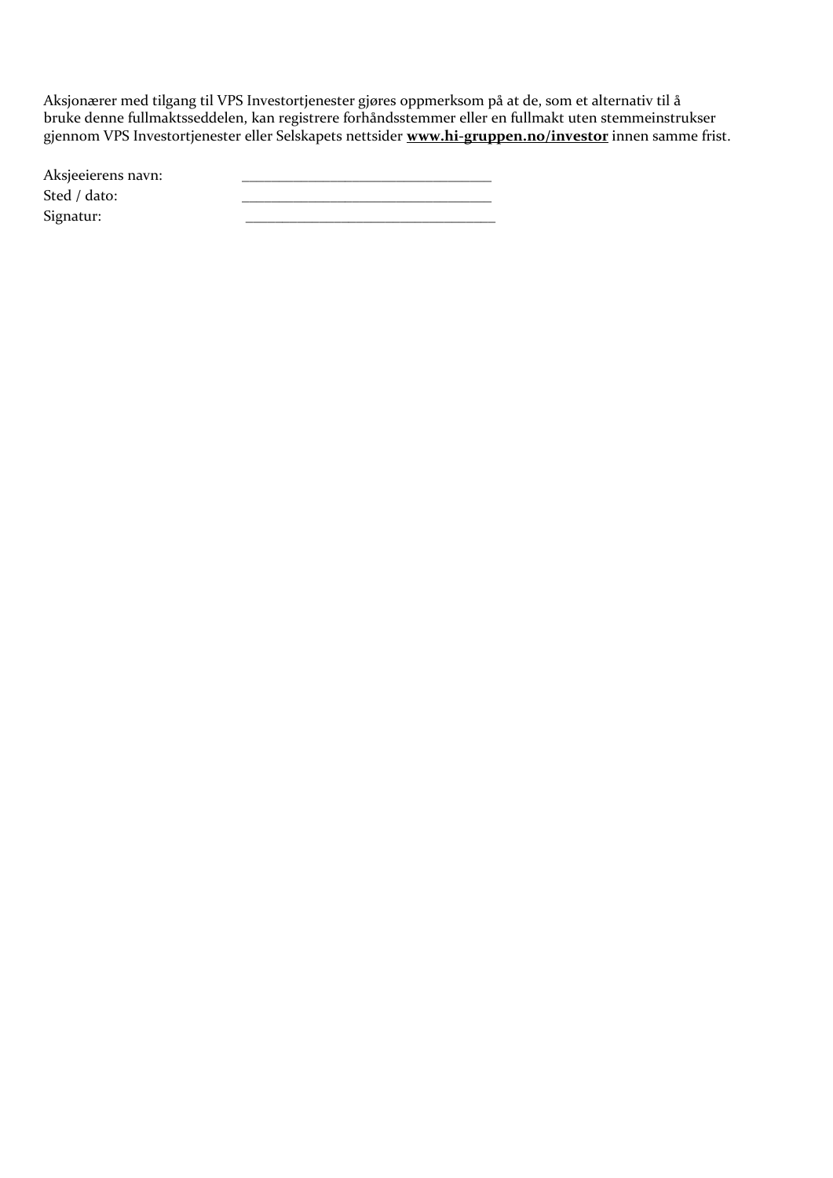Aksjonærer med tilgang til VPS Investortjenester gjøres oppmerksom på at de, som et alternativ til å bruke denne fullmaktsseddelen, kan registrere forhåndsstemmer eller en fullmakt uten stemmeinstrukser gjennom VPS Investortjenester eller Selskapets nettsider **www.hi-gruppen.no/investor** innen samme frist.

Aksjeeierens navn: ________________________________

Sted / dato: ________________________________

Signatur: ________________________________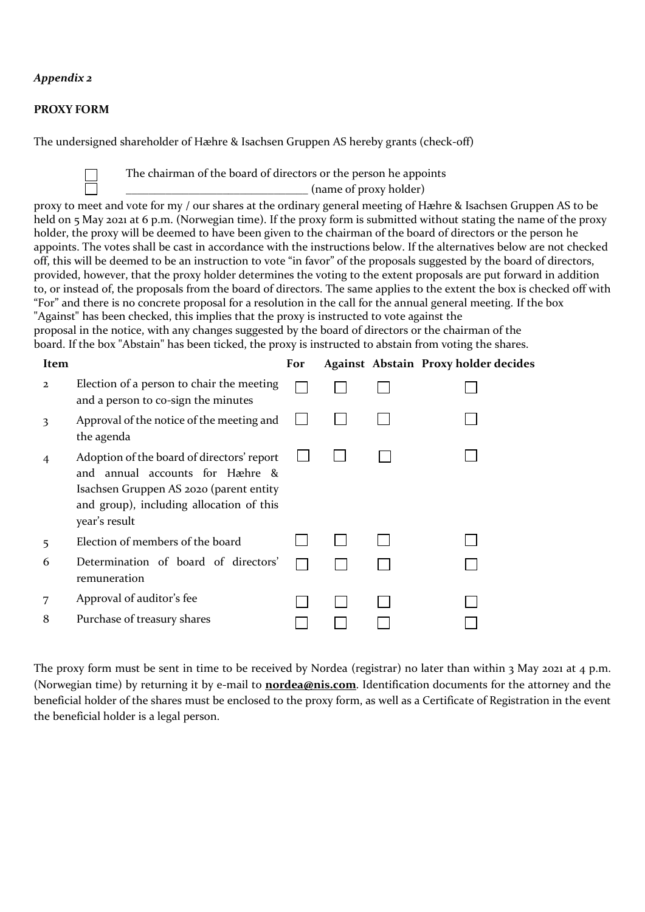*Appendix 2*

**PROXY FORM**

The undersigned shareholder of Hæhre & Isachsen Gruppen AS hereby grants (check-off)

☐ The chairman of the board of directors or the person he appoints
☐ _______________________________ (name of proxy holder)

proxy to meet and vote for my / our shares at the ordinary general meeting of Hæhre & Isachsen Gruppen AS to be held on 5 May 2021 at 6 p.m. (Norwegian time). If the proxy form is submitted without stating the name of the proxy holder, the proxy will be deemed to have been given to the chairman of the board of directors or the person he appoints. The votes shall be cast in accordance with the instructions below. If the alternatives below are not checked off, this will be deemed to be an instruction to vote "in favor" of the proposals suggested by the board of directors, provided, however, that the proxy holder determines the voting to the extent proposals are put forward in addition to, or instead of, the proposals from the board of directors. The same applies to the extent the box is checked off with "For" and there is no concrete proposal for a resolution in the call for the annual general meeting. If the box "Against" has been checked, this implies that the proxy is instructed to vote against the proposal in the notice, with any changes suggested by the board of directors or the chairman of the board. If the box "Abstain" has been ticked, the proxy is instructed to abstain from voting the shares.

| Item | | For | Against | Abstain | Proxy holder decides |
|---|---|---|---|---|---|
| 2 | Election of a person to chair the meeting and a person to co-sign the minutes | ☐ | ☐ | ☐ | ☐ |
| 3 | Approval of the notice of the meeting and the agenda | ☐ | ☐ | ☐ | ☐ |
| 4 | Adoption of the board of directors' report and annual accounts for Hæhre & Isachsen Gruppen AS 2020 (parent entity and group), including allocation of this year's result | ☐ | ☐ | ☐ | ☐ |
| 5 | Election of members of the board | ☐ | ☐ | ☐ | ☐ |
| 6 | Determination of board of directors' remuneration | ☐ | ☐ | ☐ | ☐ |
| 7 | Approval of auditor's fee | ☐ | ☐ | ☐ | ☐ |
| 8 | Purchase of treasury shares | ☐ | ☐ | ☐ | ☐ |

The proxy form must be sent in time to be received by Nordea (registrar) no later than within 3 May 2021 at 4 p.m. (Norwegian time) by returning it by e-mail to **nordea@nis.com**. Identification documents for the attorney and the beneficial holder of the shares must be enclosed to the proxy form, as well as a Certificate of Registration in the event the beneficial holder is a legal person.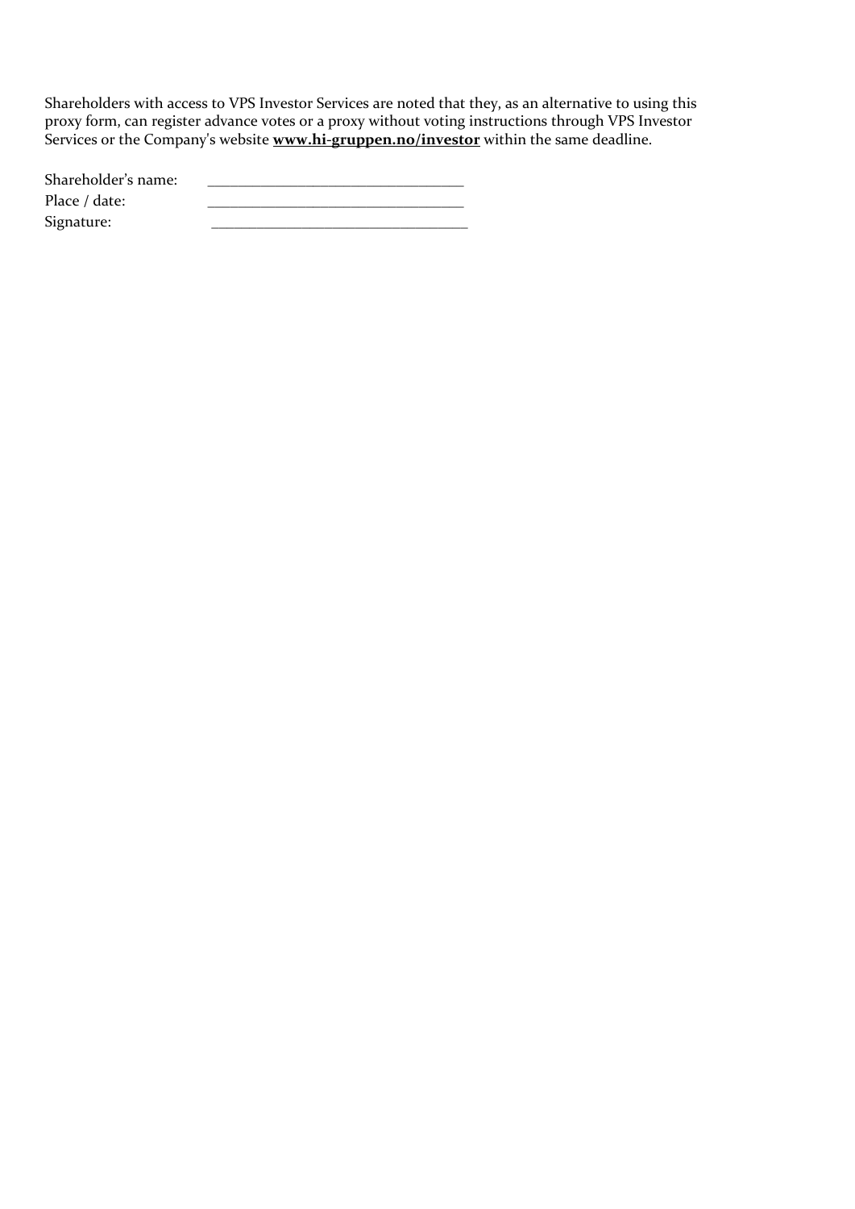Shareholders with access to VPS Investor Services are noted that they, as an alternative to using this proxy form, can register advance votes or a proxy without voting instructions through VPS Investor Services or the Company's website **www.hi-gruppen.no/investor** within the same deadline.

Shareholder's name: ________________________________

Place / date: ________________________________

Signature: ________________________________